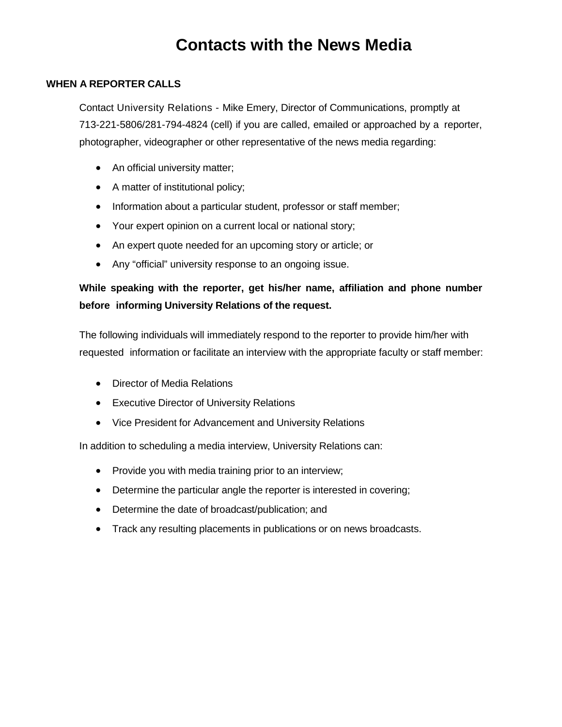# Contacts with the News Media

## WHEN A REPORTER CALLS

Contact University Relations - Mike Emery, Director of Communications, promptly at 713-221-5806/281-794-4824 (cell) if you are called, emailed or approached by a reporter, photographer, videographer or other representative of the news media regarding:

- An official university matter;
- A matter of institutional policy;
- Information about a particular student, professor or staff member;
- Your expert opinion on a current local or national story;
- An expert quote needed for an upcoming story or article; or
- Any "official" university response to an ongoing issue.

**While speaking with the reporter, get his/her name, affiliation and phone number before informing University Relations of the request.**

The following individuals will immediately respond to the reporter to provide him/her with requested information or facilitate an interview with the appropriate faculty or staff member:

- Director of Media Relations
- Executive Director of University Relations
- Vice President for Advancement and University Relations

In addition to scheduling a media interview, University Relations can:

- Provide you with media training prior to an interview;
- Determine the particular angle the reporter is interested in covering;
- Determine the date of broadcast/publication; and
- Track any resulting placements in publications or on news broadcasts.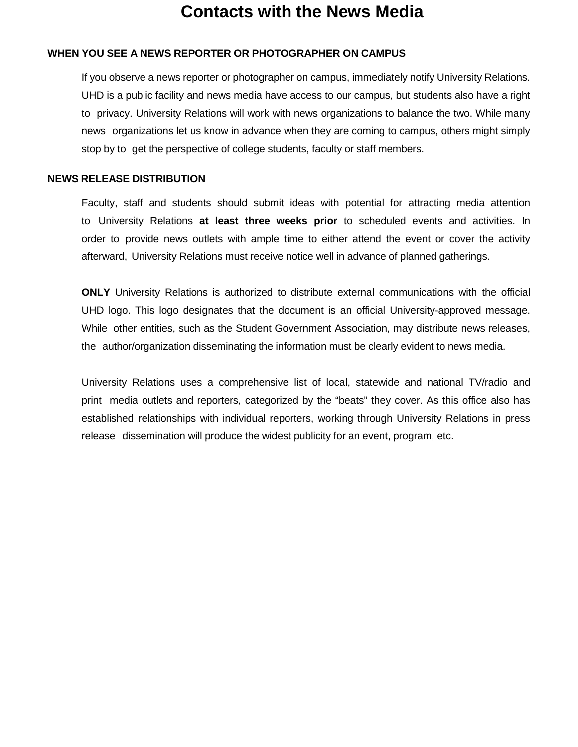# Contacts with the News Media

## WHEN YOU SEE A NEWS REPORTER OR PHOTOGRAPHER ON CAMPUS

If you observe a news reporter or photographer on campus, immediately notify University Relations. UHD is a public facility and news media have access to our campus, but students also have a right to privacy. University Relations will work with news organizations to balance the two. While many news organizations let us know in advance when they are coming to campus, others might simply stop by to get the perspective of college students, faculty or staff members.

## NEWS RELEASE DISTRIBUTION

Faculty, staff and students should submit ideas with potential for attracting media attention to University Relations **at least three weeks prior** to scheduled events and activities. In order to provide news outlets with ample time to either attend the event or cover the activity afterward, University Relations must receive notice well in advance of planned gatherings.

**ONLY** University Relations is authorized to distribute external communications with the official UHD logo. This logo designates that the document is an official University-approved message. While other entities, such as the Student Government Association, may distribute news releases, the author/organization disseminating the information must be clearly evident to news media.

University Relations uses a comprehensive list of local, statewide and national TV/radio and print media outlets and reporters, categorized by the "beats" they cover. As this office also has established relationships with individual reporters, working through University Relations in press release dissemination will produce the widest publicity for an event, program, etc.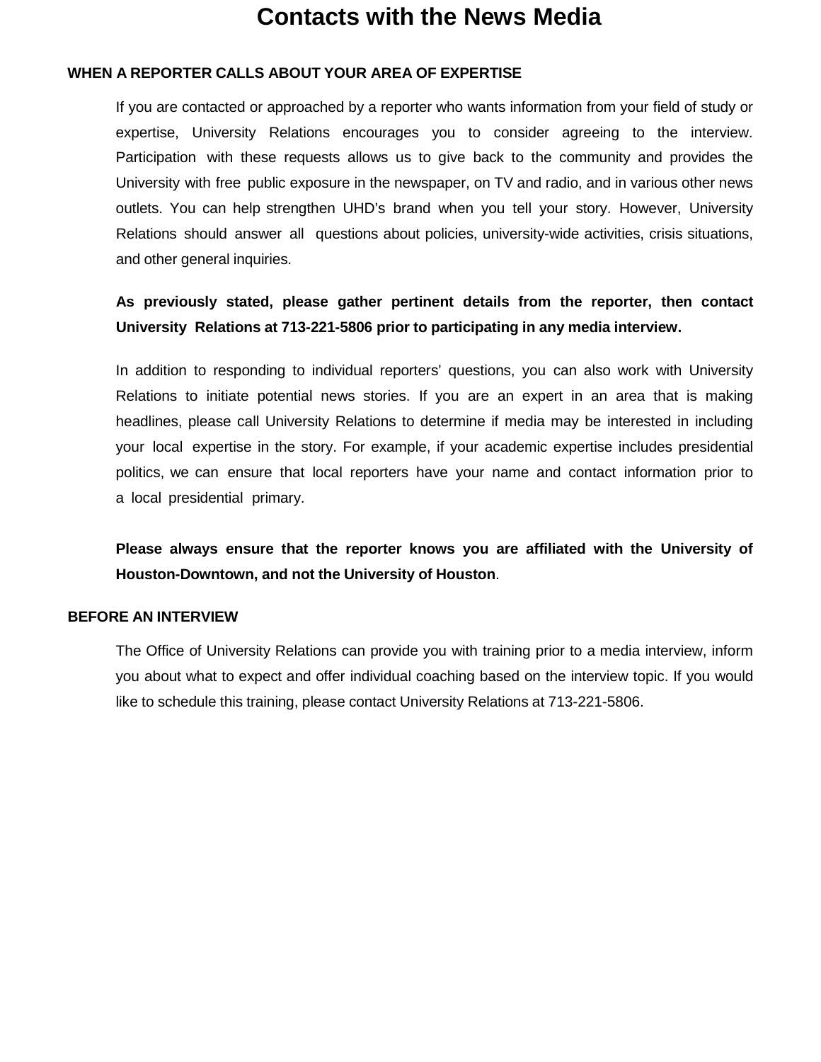# Contacts with the News Media

## WHEN A REPORTER CALLS ABOUT YOUR AREA OF EXPERTISE

If you are contacted or approached by a reporter who wants information from your field of study or expertise, University Relations encourages you to consider agreeing to the interview. Participation with these requests allows us to give back to the community and provides the University with free public exposure in the newspaper, on TV and radio, and in various other news outlets. You can help strengthen UHD's brand when you tell your story. However, University Relations should answer all questions about policies, university-wide activities, crisis situations, and other general inquiries.

**As previously stated, please gather pertinent details from the reporter, then contact University Relations at 713-221-5806 prior to participating in any media interview.**

In addition to responding to individual reporters' questions, you can also work with University Relations to initiate potential news stories. If you are an expert in an area that is making headlines, please call University Relations to determine if media may be interested in including your local expertise in the story. For example, if your academic expertise includes presidential politics, we can ensure that local reporters have your name and contact information prior to a local presidential primary.

**Please always ensure that the reporter knows you are affiliated with the University of Houston-Downtown, and not the University of Houston**.

## BEFORE AN INTERVIEW

The Office of University Relations can provide you with training prior to a media interview, inform you about what to expect and offer individual coaching based on the interview topic. If you would like to schedule this training, please contact University Relations at 713-221-5806.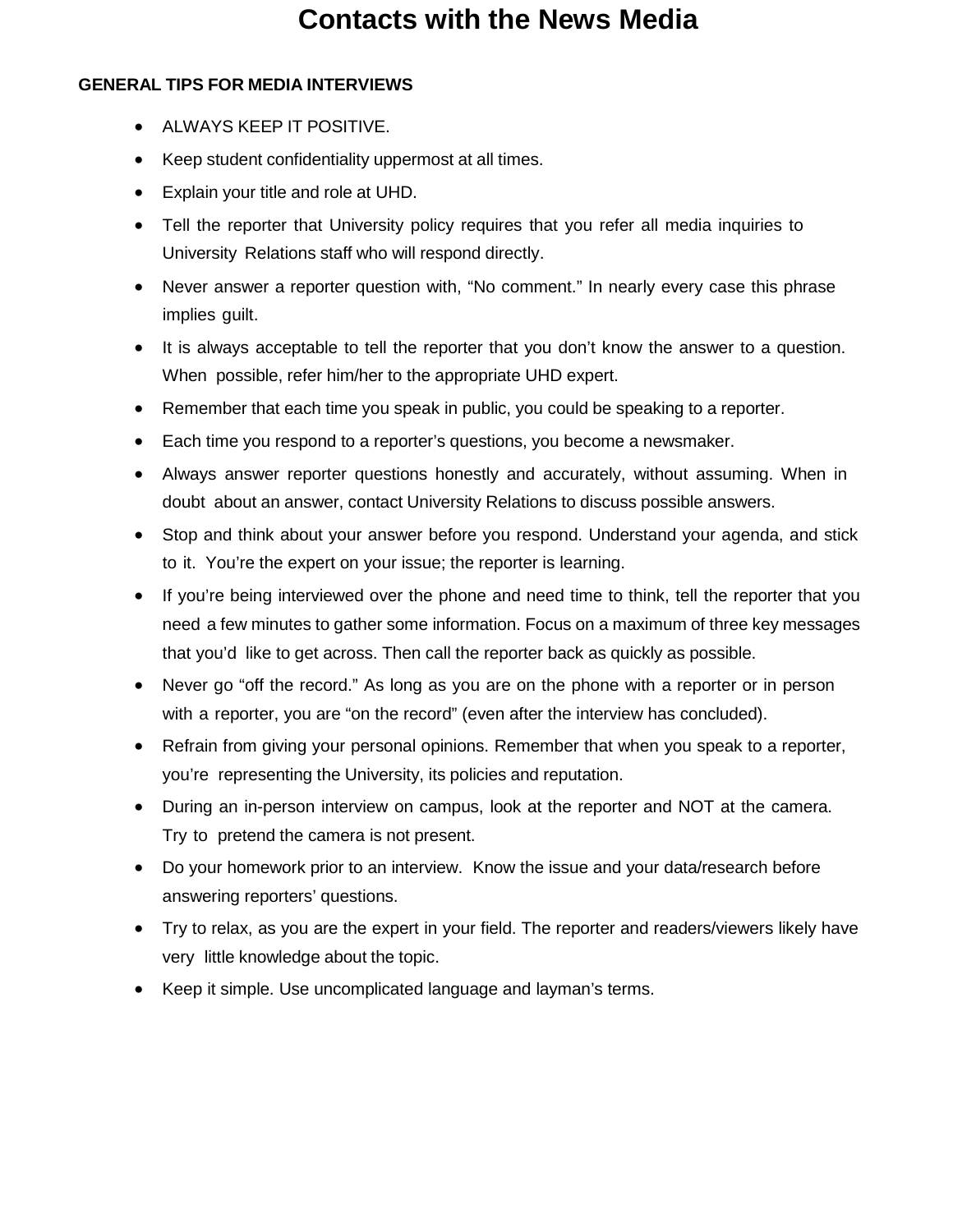# Contacts with the News Media

## GENERAL TIPS FOR MEDIA INTERVIEWS

- ALWAYS KEEP IT POSITIVE.
- Keep student confidentiality uppermost at all times.
- Explain your title and role at UHD.
- Tell the reporter that University policy requires that you refer all media inquiries to University Relations staff who will respond directly.
- Never answer a reporter question with, “No comment.” In nearly every case this phrase implies guilt.
- It is always acceptable to tell the reporter that you don’t know the answer to a question. When possible, refer him/her to the appropriate UHD expert.
- Remember that each time you speak in public, you could be speaking to a reporter.
- Each time you respond to a reporter’s questions, you become a newsmaker.
- Always answer reporter questions honestly and accurately, without assuming. When in doubt about an answer, contact University Relations to discuss possible answers.
- Stop and think about your answer before you respond. Understand your agenda, and stick to it. You’re the expert on your issue; the reporter is learning.
- If you’re being interviewed over the phone and need time to think, tell the reporter that you need a few minutes to gather some information. Focus on a maximum of three key messages that you’d like to get across. Then call the reporter back as quickly as possible.
- Never go “off the record.” As long as you are on the phone with a reporter or in person with a reporter, you are “on the record” (even after the interview has concluded).
- Refrain from giving your personal opinions. Remember that when you speak to a reporter, you’re representing the University, its policies and reputation.
- During an in-person interview on campus, look at the reporter and NOT at the camera. Try to pretend the camera is not present.
- Do your homework prior to an interview. Know the issue and your data/research before answering reporters’ questions.
- Try to relax, as you are the expert in your field. The reporter and readers/viewers likely have very little knowledge about the topic.
- Keep it simple. Use uncomplicated language and layman’s terms.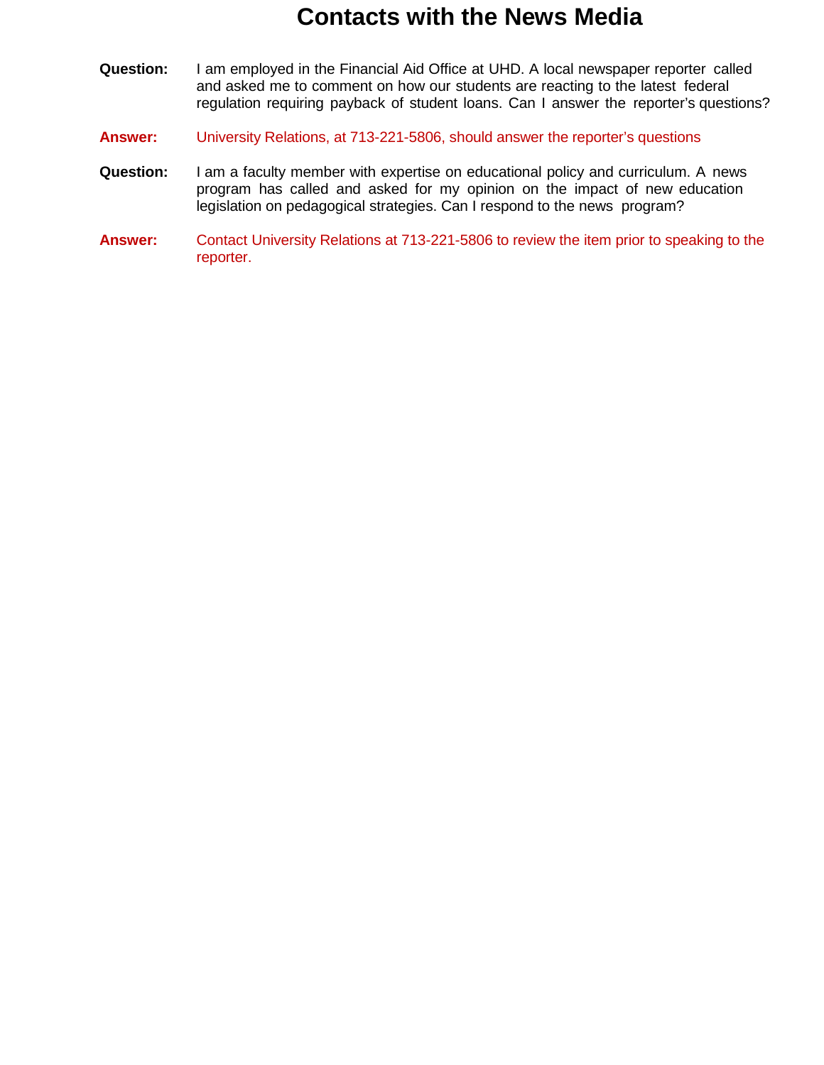# Contacts with the News Media

**Question:** I am employed in the Financial Aid Office at UHD. A local newspaper reporter called and asked me to comment on how our students are reacting to the latest federal regulation requiring payback of student loans. Can I answer the reporter's questions?

**Answer:** University Relations, at 713-221-5806, should answer the reporter's questions

**Question:** I am a faculty member with expertise on educational policy and curriculum. A news program has called and asked for my opinion on the impact of new education legislation on pedagogical strategies. Can I respond to the news program?

**Answer:** Contact University Relations at 713-221-5806 to review the item prior to speaking to the reporter.